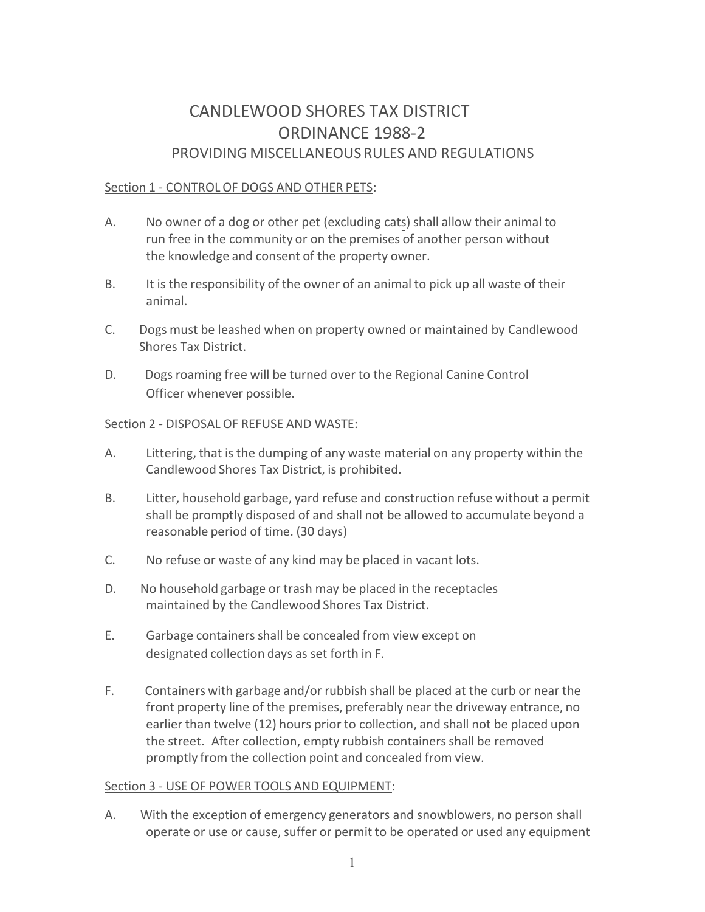# CANDLEWOOD SHORES TAX DISTRICT
## ORDINANCE 1988-2
### PROVIDING MISCELLANEOUS RULES AND REGULATIONS

<u>Section 1 - CONTROL OF DOGS AND OTHER PETS</u>:

A. No owner of a dog or other pet (excluding cats) shall allow their animal to run free in the community or on the premises of another person without the knowledge and consent of the property owner.

B. It is the responsibility of the owner of an animal to pick up all waste of their animal.

C. Dogs must be leashed when on property owned or maintained by Candlewood Shores Tax District.

D. Dogs roaming free will be turned over to the Regional Canine Control Officer whenever possible.

<u>Section 2 - DISPOSAL OF REFUSE AND WASTE</u>:

A. Littering, that is the dumping of any waste material on any property within the Candlewood Shores Tax District, is prohibited.

B. Litter, household garbage, yard refuse and construction refuse without a permit shall be promptly disposed of and shall not be allowed to accumulate beyond a reasonable period of time. (30 days)

C. No refuse or waste of any kind may be placed in vacant lots.

D. No household garbage or trash may be placed in the receptacles maintained by the Candlewood Shores Tax District.

E. Garbage containers shall be concealed from view except on designated collection days as set forth in F.

F. Containers with garbage and/or rubbish shall be placed at the curb or near the front property line of the premises, preferably near the driveway entrance, no earlier than twelve (12) hours prior to collection, and shall not be placed upon the street. After collection, empty rubbish containers shall be removed promptly from the collection point and concealed from view.

<u>Section 3 - USE OF POWER TOOLS AND EQUIPMENT</u>:

A. With the exception of emergency generators and snowblowers, no person shall operate or use or cause, suffer or permit to be operated or used any equipment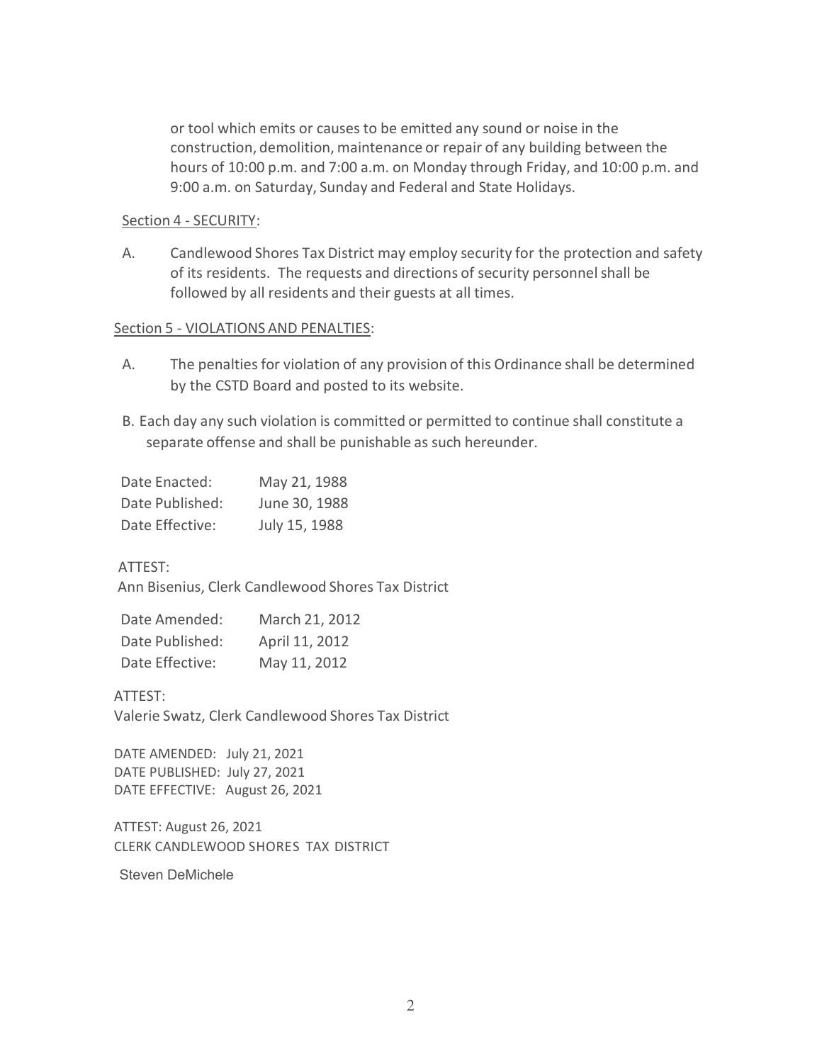or tool which emits or causes to be emitted any sound or noise in the construction, demolition, maintenance or repair of any building between the hours of 10:00 p.m. and 7:00 a.m. on Monday through Friday, and 10:00 p.m. and 9:00 a.m. on Saturday, Sunday and Federal and State Holidays.

Section 4 - SECURITY:

A. Candlewood Shores Tax District may employ security for the protection and safety of its residents. The requests and directions of security personnel shall be followed by all residents and their guests at all times.

Section 5 - VIOLATIONS AND PENALTIES:

A. The penalties for violation of any provision of this Ordinance shall be determined by the CSTD Board and posted to its website.

B. Each day any such violation is committed or permitted to continue shall constitute a separate offense and shall be punishable as such hereunder.

| | |
|---|---|
| Date Enacted: | May 21, 1988 |
| Date Published: | June 30, 1988 |
| Date Effective: | July 15, 1988 |

ATTEST:
Ann Bisenius, Clerk Candlewood Shores Tax District

| | |
|---|---|
| Date Amended: | March 21, 2012 |
| Date Published: | April 11, 2012 |
| Date Effective: | May 11, 2012 |

ATTEST:
Valerie Swatz, Clerk Candlewood Shores Tax District

DATE AMENDED: July 21, 2021
DATE PUBLISHED: July 27, 2021
DATE EFFECTIVE: August 26, 2021

ATTEST: August 26, 2021
CLERK CANDLEWOOD SHORES TAX DISTRICT

Steven DeMichele